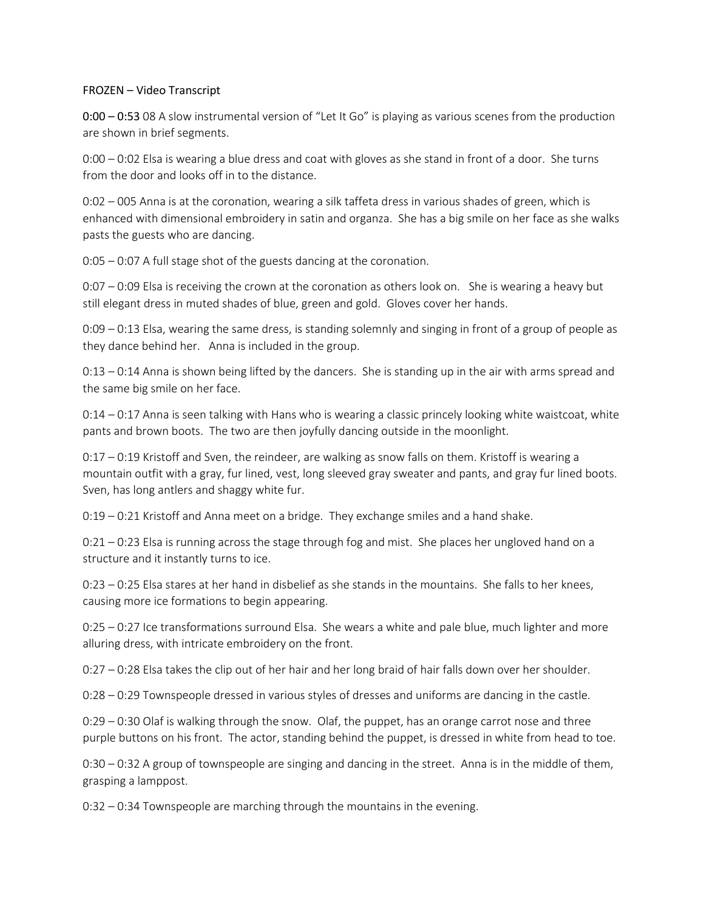FROZEN – Video Transcript

**0:00 – 0:53** 08 A slow instrumental version of "Let It Go" is playing as various scenes from the production are shown in brief segments.

0:00 – 0:02 Elsa is wearing a blue dress and coat with gloves as she stand in front of a door. She turns from the door and looks off in to the distance.

0:02 – 005 Anna is at the coronation, wearing a silk taffeta dress in various shades of green, which is enhanced with dimensional embroidery in satin and organza. She has a big smile on her face as she walks pasts the guests who are dancing.

0:05 – 0:07 A full stage shot of the guests dancing at the coronation.

0:07 – 0:09 Elsa is receiving the crown at the coronation as others look on. She is wearing a heavy but still elegant dress in muted shades of blue, green and gold. Gloves cover her hands.

0:09 – 0:13 Elsa, wearing the same dress, is standing solemnly and singing in front of a group of people as they dance behind her. Anna is included in the group.

0:13 – 0:14 Anna is shown being lifted by the dancers. She is standing up in the air with arms spread and the same big smile on her face.

0:14 – 0:17 Anna is seen talking with Hans who is wearing a classic princely looking white waistcoat, white pants and brown boots. The two are then joyfully dancing outside in the moonlight.

0:17 – 0:19 Kristoff and Sven, the reindeer, are walking as snow falls on them. Kristoff is wearing a mountain outfit with a gray, fur lined, vest, long sleeved gray sweater and pants, and gray fur lined boots. Sven, has long antlers and shaggy white fur.

0:19 – 0:21 Kristoff and Anna meet on a bridge. They exchange smiles and a hand shake.

0:21 – 0:23 Elsa is running across the stage through fog and mist. She places her ungloved hand on a structure and it instantly turns to ice.

0:23 – 0:25 Elsa stares at her hand in disbelief as she stands in the mountains. She falls to her knees, causing more ice formations to begin appearing.

0:25 – 0:27 Ice transformations surround Elsa. She wears a white and pale blue, much lighter and more alluring dress, with intricate embroidery on the front.

0:27 – 0:28 Elsa takes the clip out of her hair and her long braid of hair falls down over her shoulder.

0:28 – 0:29 Townspeople dressed in various styles of dresses and uniforms are dancing in the castle.

0:29 – 0:30 Olaf is walking through the snow. Olaf, the puppet, has an orange carrot nose and three purple buttons on his front. The actor, standing behind the puppet, is dressed in white from head to toe.

0:30 – 0:32 A group of townspeople are singing and dancing in the street. Anna is in the middle of them, grasping a lamppost.

0:32 – 0:34 Townspeople are marching through the mountains in the evening.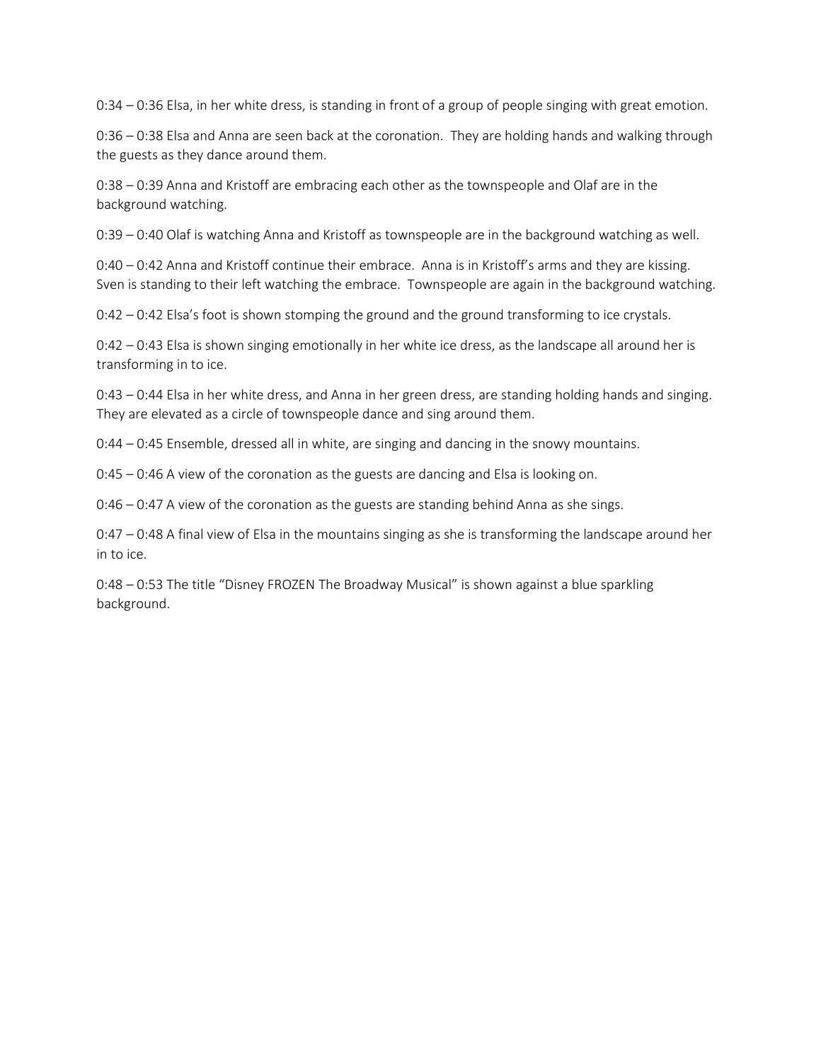0:34 – 0:36 Elsa, in her white dress, is standing in front of a group of people singing with great emotion.

0:36 – 0:38 Elsa and Anna are seen back at the coronation. They are holding hands and walking through the guests as they dance around them.

0:38 – 0:39 Anna and Kristoff are embracing each other as the townspeople and Olaf are in the background watching.

0:39 – 0:40 Olaf is watching Anna and Kristoff as townspeople are in the background watching as well.

0:40 – 0:42 Anna and Kristoff continue their embrace. Anna is in Kristoff's arms and they are kissing. Sven is standing to their left watching the embrace. Townspeople are again in the background watching.

0:42 – 0:42 Elsa's foot is shown stomping the ground and the ground transforming to ice crystals.

0:42 – 0:43 Elsa is shown singing emotionally in her white ice dress, as the landscape all around her is transforming in to ice.

0:43 – 0:44 Elsa in her white dress, and Anna in her green dress, are standing holding hands and singing. They are elevated as a circle of townspeople dance and sing around them.

0:44 – 0:45 Ensemble, dressed all in white, are singing and dancing in the snowy mountains.

0:45 – 0:46 A view of the coronation as the guests are dancing and Elsa is looking on.

0:46 – 0:47 A view of the coronation as the guests are standing behind Anna as she sings.

0:47 – 0:48 A final view of Elsa in the mountains singing as she is transforming the landscape around her in to ice.

0:48 – 0:53 The title "Disney FROZEN The Broadway Musical" is shown against a blue sparkling background.